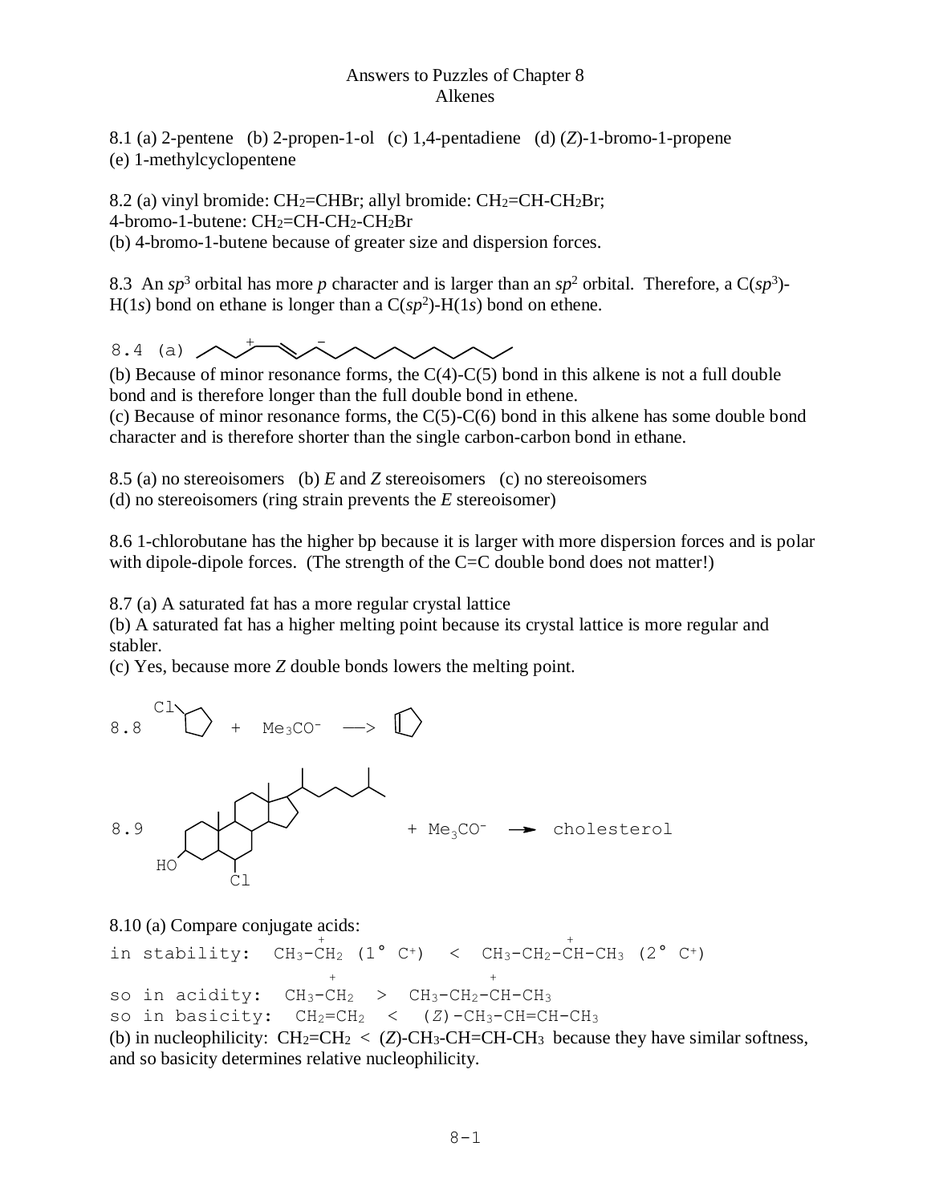Answers to Puzzles of Chapter 8
Alkenes

8.1 (a) 2-pentene (b) 2-propen-1-ol (c) 1,4-pentadiene (d) (*Z*)-1-bromo-1-propene
(e) 1-methylcyclopentene

8.2 (a) vinyl bromide: $CH_2$=CHBr; allyl bromide: $CH_2$=CH-$CH_2$Br;
4-bromo-1-butene: $CH_2$=CH-$CH_2$-$CH_2$Br
(b) 4-bromo-1-butene because of greater size and dispersion forces.

8.3 An $sp^3$ orbital has more *p* character and is larger than an $sp^2$ orbital. Therefore, a C($sp^3$)-H(1*s*) bond on ethane is longer than a C($sp^2$)-H(1*s*) bond on ethene.

8.4 (a)

(b) Because of minor resonance forms, the C(4)-C(5) bond in this alkene is not a full double bond and is therefore longer than the full double bond in ethene.
(c) Because of minor resonance forms, the C(5)-C(6) bond in this alkene has some double bond character and is therefore shorter than the single carbon-carbon bond in ethane.

8.5 (a) no stereoisomers (b) *E* and *Z* stereoisomers (c) no stereoisomers
(d) no stereoisomers (ring strain prevents the *E* stereoisomer)

8.6 1-chlorobutane has the higher bp because it is larger with more dispersion forces and is polar with dipole-dipole forces. (The strength of the C=C double bond does not matter!)

8.7 (a) A saturated fat has a more regular crystal lattice
(b) A saturated fat has a higher melting point because its crystal lattice is more regular and stabler.
(c) Yes, because more *Z* double bonds lowers the melting point.

8.8 chlorocyclopentane + $Me_3CO^-$ ⟶ cyclopentene

8.9 + $Me_3CO^-$ ⟶ cholesterol

8.10 (a) Compare conjugate acids:
in stability: $CH_3$-$\overset{+}{C}H_2$ (1° $C^+$) < $CH_3$-$CH_2$-$\overset{+}{C}H$-$CH_3$ (2° $C^+$)
so in acidity: $CH_3$-$\overset{+}{C}H_2$ > $CH_3$-$CH_2$-$\overset{+}{C}H$-$CH_3$
so in basicity: $CH_2$=$CH_2$ < (*Z*)-$CH_3$-CH=CH-$CH_3$
(b) in nucleophilicity: $CH_2$=$CH_2$ < (*Z*)-$CH_3$-CH=CH-$CH_3$ because they have similar softness, and so basicity determines relative nucleophilicity.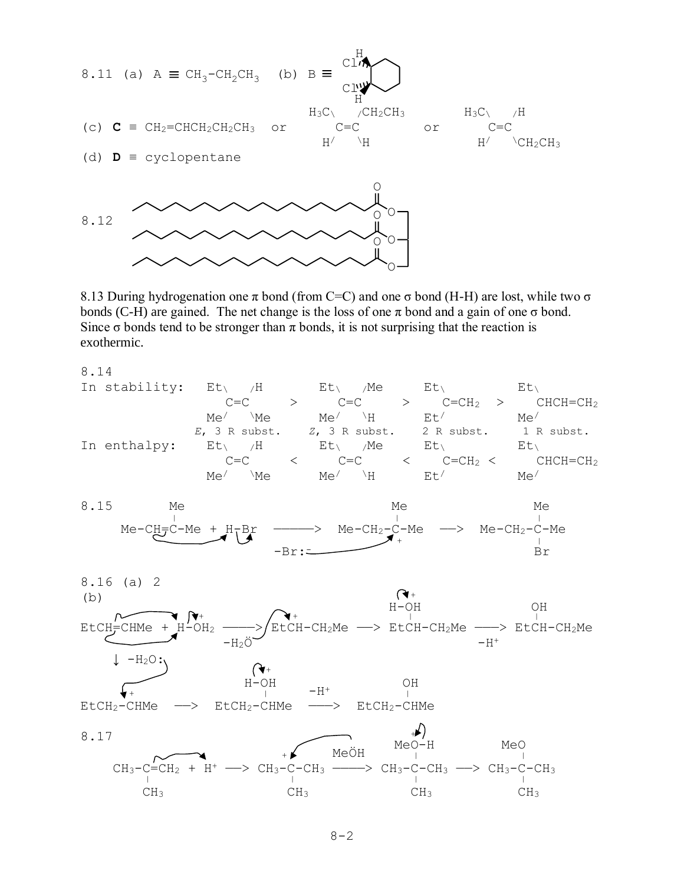8.11 (a) A ≡ $CH_3$-$CH_2CH_3$ (b) B ≡ (cis-1,2-dichlorocyclohexane: Cl and H wedged on adjacent carbons)

(c) **C** ≡ $CH_2$=$CHCH_2CH_2CH_3$ or

```
H3C\    /CH2CH3          H3C\    /H
    C=C           or         C=C
 H/    \H                 H/    \CH2CH3
```

(d) **D** ≡ cyclopentane

8.12 (triglyceride: three long-chain acyl groups esterified to glycerol)

8.13 During hydrogenation one π bond (from C=C) and one σ bond (H-H) are lost, while two σ bonds (C-H) are gained. The net change is the loss of one π bond and a gain of one σ bond. Since σ bonds tend to be stronger than π bonds, it is not surprising that the reaction is exothermic.

8.14

```
In stability:   Et\    /H        Et\    /Me      Et\             Et\
                   C=C       >      C=C      >      C=CH2  >       CHCH=CH2
                Me/    \Me       Me/    \H       Et/             Me/
              E, 3 R subst.    Z, 3 R subst.    2 R subst.      1 R subst.
In enthalpy:    Et\    /H        Et\    /Me      Et\             Et\
                   C=C       <      C=C      <      C=CH2  <       CHCH=CH2
                Me/    \Me       Me/    \H       Et/             Me/
```

8.15

```
         Me                              Me                  Me
         |                               |                   |
Me-CH=C-Me + H-Br  ------>  Me-CH2-C-Me  --->  Me-CH2-C-Me
                                         +                   |
                    -Br:-                                    Br
```

8.16 (a) 2

(b)

```
                                                  +
                                                H-OH                 OH
                                                 |                   |
EtCH=CHMe + H-OH2  ------>  EtCH-CH2Me  --->  EtCH-CH2Me  ------>  EtCH-CH2Me
              +     -H2O        +                            -H+
    | -H2O:
    v
                          H-OH                  OH
      +                    |  +     -H+          |
EtCH2-CHMe  --->  EtCH2-CHMe  ------>  EtCH2-CHMe
```

8.17

```
                                                    +
                                          MeÖH    MeO-H             MeO
                                                    |                 |
CH3-C=CH2 + H+ --->  CH3-C-CH3  ------>  CH3-C-CH3  --->  CH3-C-CH3
    |                    + |                  |                 |
    CH3                    CH3                CH3               CH3
```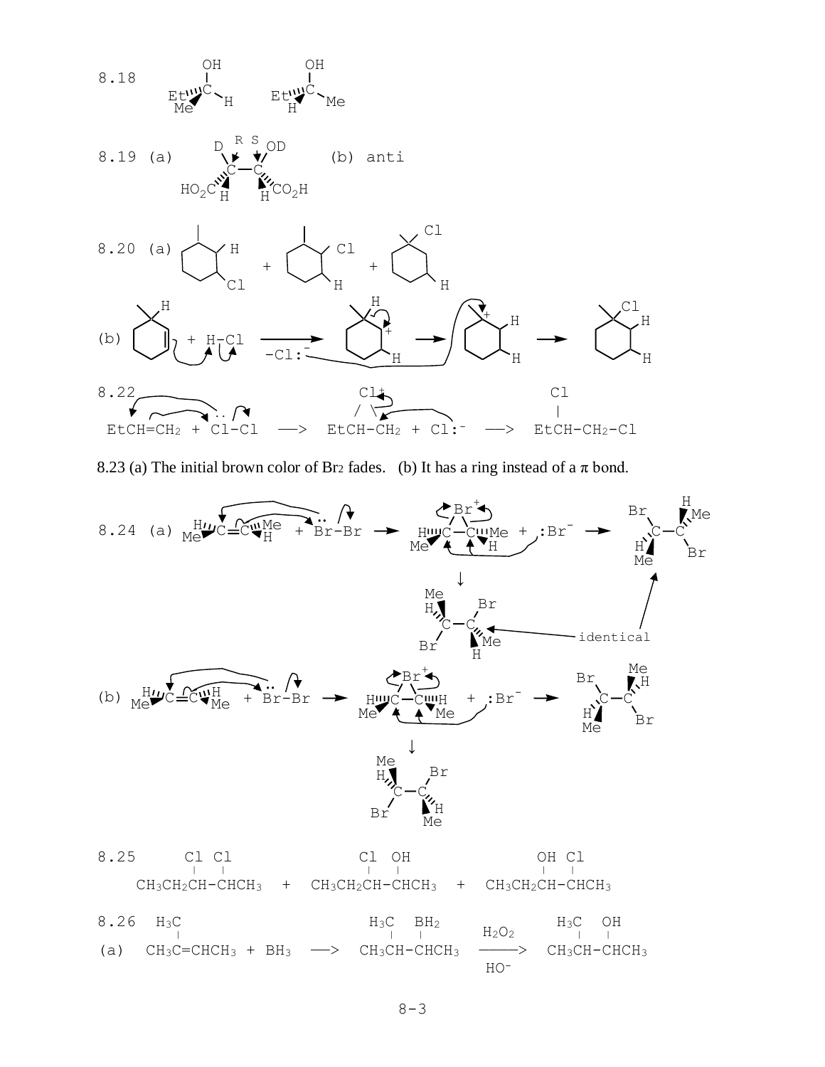8.18

8.19 (a) (b) anti

8.20 (a)

(b)

8.22

```
EtCH=CH2 + Cl-Cl  —>  EtCH-CH2 + Cl:-  —>  EtCH-CH2-Cl
```

8.23 (a) The initial brown color of $Br_2$ fades. (b) It has a ring instead of a π bond.

8.24 (a) identical

(b)

8.25

```
      Cl Cl                  Cl  OH                 OH Cl
      |  |                   |   |                  |  |
CH3CH2CH-CHCH3  +  CH3CH2CH-CHCH3  +  CH3CH2CH-CHCH3
```

8.26

```
     H3C                        H3C  BH2                 H3C  OH
     |                          |    |        H2O2       |    |
(a)  CH3C=CHCH3 + BH3  —>  CH3CH-CHCH3  ———>  CH3CH-CHCH3
                                              HO-
```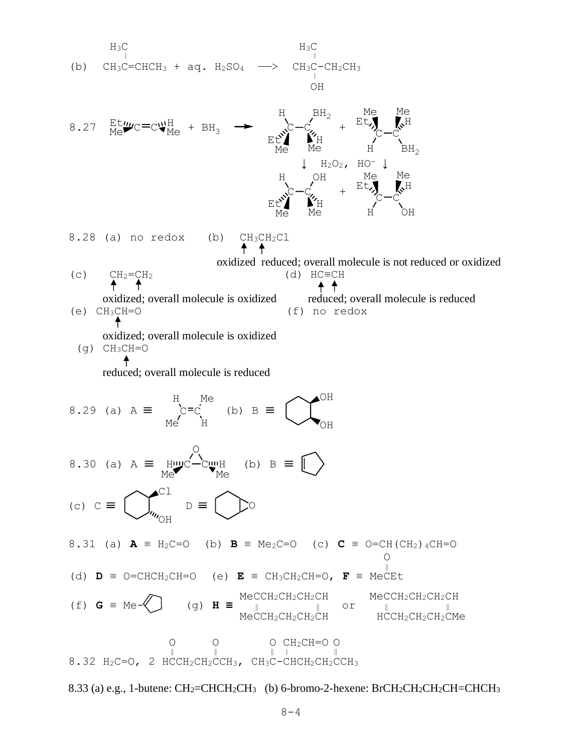(b) $CH_3C(CH_3)=CHCH_3$ + aq. $H_2SO_4$ ⟶ $CH_3C(CH_3)(OH)-CH_2CH_3$

8.27 Et(Me)C=C(H)(Me) + $BH_3$ ⟶ H(Et)(Me)C–C($BH_2$)(H)(Me) + Et(Me)(H)C–C(Me)(H)($BH_2$)

↓ $H_2O_2$, $HO^-$ ↓

H(Et)(Me)C–C(OH)(H)(Me) + Et(Me)(H)C–C(Me)(H)(OH)

8.28 (a) no redox (b) $CH_3CH_2Cl$

oxidized reduced; overall molecule is not reduced or oxidized

(c) $CH_2=CH_2$

oxidized; overall molecule is oxidized

(d) HC≡CH

reduced; overall molecule is reduced

(e) $CH_3CH=O$

oxidized; overall molecule is oxidized

(f) no redox

(g) $CH_3CH=O$

reduced; overall molecule is reduced

8.29 (a) A ≡ H(Me)C=C(Me)(H) (b) B ≡ cis-1,2-cyclohexanediol (both OH wedged)

8.30 (a) A ≡ cis-2,3-dimethyloxirane (H, Me on each carbon) (b) B ≡ cyclopentene

(c) C ≡ trans-2-chlorocyclohexanol D ≡ cyclohexene oxide

8.31 (a) **A** ≡ $H_2C=O$ (b) **B** ≡ $Me_2C=O$ (c) **C** ≡ $O=CH(CH_2)_4CH=O$

(d) **D** ≡ $O=CHCH_2CH=O$ (e) **E** ≡ $CH_3CH_2CH=O$, **F** ≡ $MeC(=O)Et$

(f) **G** ≡ 1-methylcyclopentene (g) **H** ≡ $MeC(=O)CH_2CH_2CH_2CH(=O)$ + $MeC(=O)CH_2CH_2CH_2CH(=O)$ or $MeC(=O)CH_2CH_2CH_2CH(=O)$ + $HC(=O)CH_2CH_2CH_2C(=O)Me$

8.32 $H_2C=O$, 2 $HC(=O)CH_2CH_2C(=O)CH_3$, $CH_3C(=O)-CH(CH_2CH=O)CH_2CH_2C(=O)CH_3$

8.33 (a) e.g., 1-butene: $CH_2=CHCH_2CH_3$ (b) 6-bromo-2-hexene: $BrCH_2CH_2CH_2CH=CHCH_3$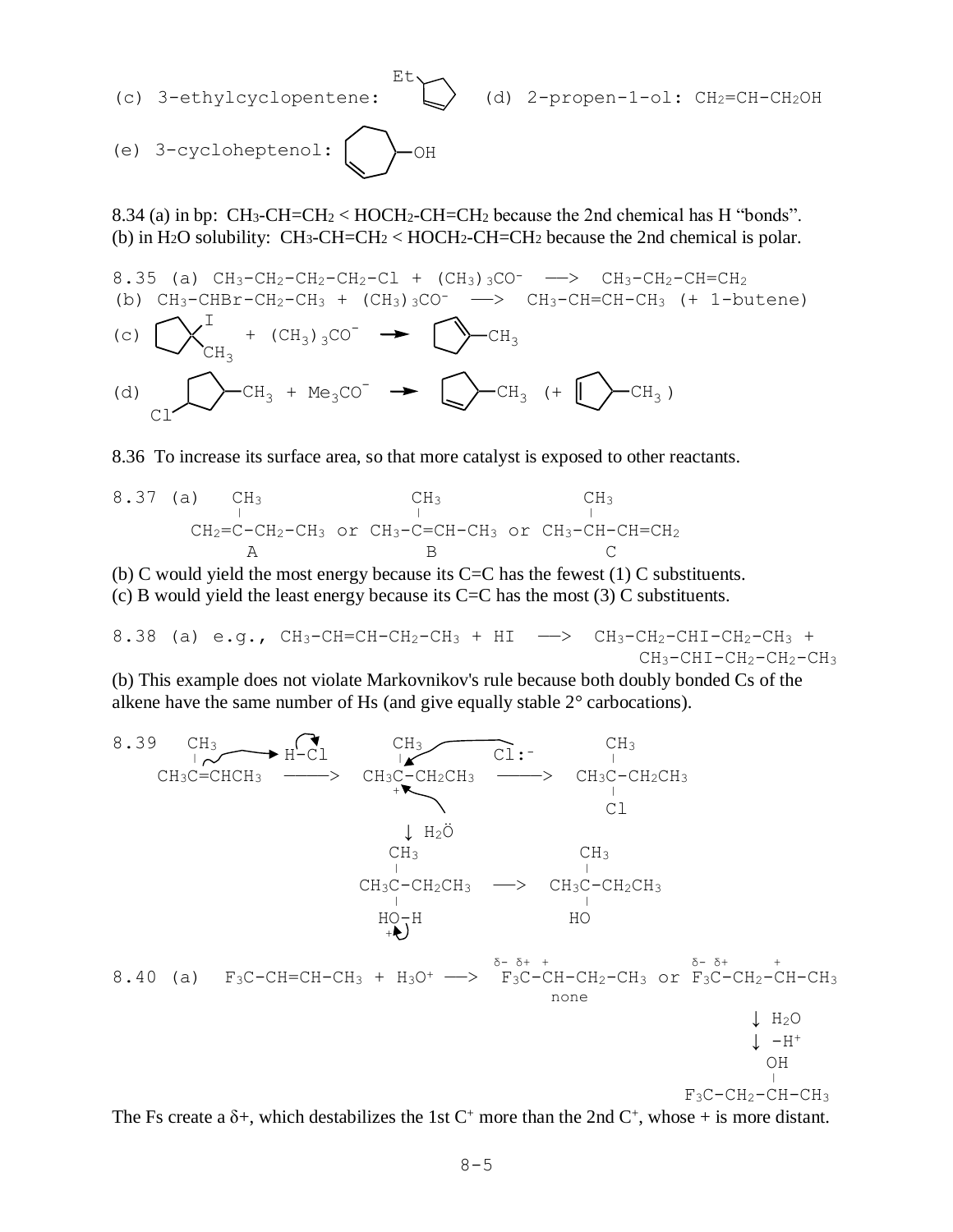(c) 3-ethylcyclopentene: (structure: Et on cyclopentene)  (d) 2-propen-1-ol: $CH_2$=CH-$CH_2$OH

(e) 3-cycloheptenol: (structure: cycloheptene ring with OH)

8.34 (a) in bp: $CH_3$-CH=$CH_2$ < $HOCH_2$-CH=$CH_2$ because the 2nd chemical has H "bonds".
(b) in $H_2O$ solubility: $CH_3$-CH=$CH_2$ < $HOCH_2$-CH=$CH_2$ because the 2nd chemical is polar.

8.35 (a) $CH_3$-$CH_2$-$CH_2$-$CH_2$-Cl + $(CH_3)_3CO^-$ ⟶ $CH_3$-$CH_2$-CH=$CH_2$
(b) $CH_3$-CHBr-$CH_2$-$CH_3$ + $(CH_3)_3CO^-$ ⟶ $CH_3$-CH=CH-$CH_3$ (+ 1-butene)
(c) 1-iodo-1-methylcyclopentane + $(CH_3)_3CO^-$ ⟶ 1-methylcyclopentene
(d) 3-chloro-1-methylcyclopentane + $Me_3CO^-$ ⟶ 4-methylcyclopentene (+ 3-methylcyclopentene)

8.36 To increase its surface area, so that more catalyst is exposed to other reactants.

8.37 (a) $CH_2$=C($CH_3$)-$CH_2$-$CH_3$ (A) or $CH_3$-C($CH_3$)=CH-$CH_3$ (B) or $CH_3$-CH($CH_3$)-CH=$CH_2$ (C)
(b) C would yield the most energy because its C=C has the fewest (1) C substituents.
(c) B would yield the least energy because its C=C has the most (3) C substituents.

8.38 (a) e.g., $CH_3$-CH=CH-$CH_2$-$CH_3$ + HI ⟶ $CH_3$-$CH_2$-CHI-$CH_2$-$CH_3$ + $CH_3$-CHI-$CH_2$-$CH_2$-$CH_3$
(b) This example does not violate Markovnikov's rule because both doubly bonded Cs of the alkene have the same number of Hs (and give equally stable 2° carbocations).

8.39 $CH_3$C($CH_3$)=CHC$H_3$ + H-Cl ⟶ $CH_3$C$^+$($CH_3$)-$CH_2$C$H_3$ + Cl:$^-$ ⟶ $CH_3$C($CH_3$)(Cl)-$CH_2$C$H_3$

↓ $H_2$Ö

$CH_3$C($CH_3$)($HO^+$-H)-$CH_2$C$H_3$ ⟶ $CH_3$C($CH_3$)(HO)-$CH_2$C$H_3$

8.40 (a) $F_3C$-CH=CH-$CH_3$ + $H_3O^+$ ⟶ $F_3C$-$CH^+$-$CH_2$-$CH_3$ (δ- δ+ +; none) or $F_3C$-$CH_2$-$CH^+$-$CH_3$ (δ- δ+ +)

↓ $H_2O$
↓ $-H^+$

$F_3C$-$CH_2$-CH(OH)-$CH_3$

The Fs create a δ+, which destabilizes the 1st $C^+$ more than the 2nd $C^+$, whose + is more distant.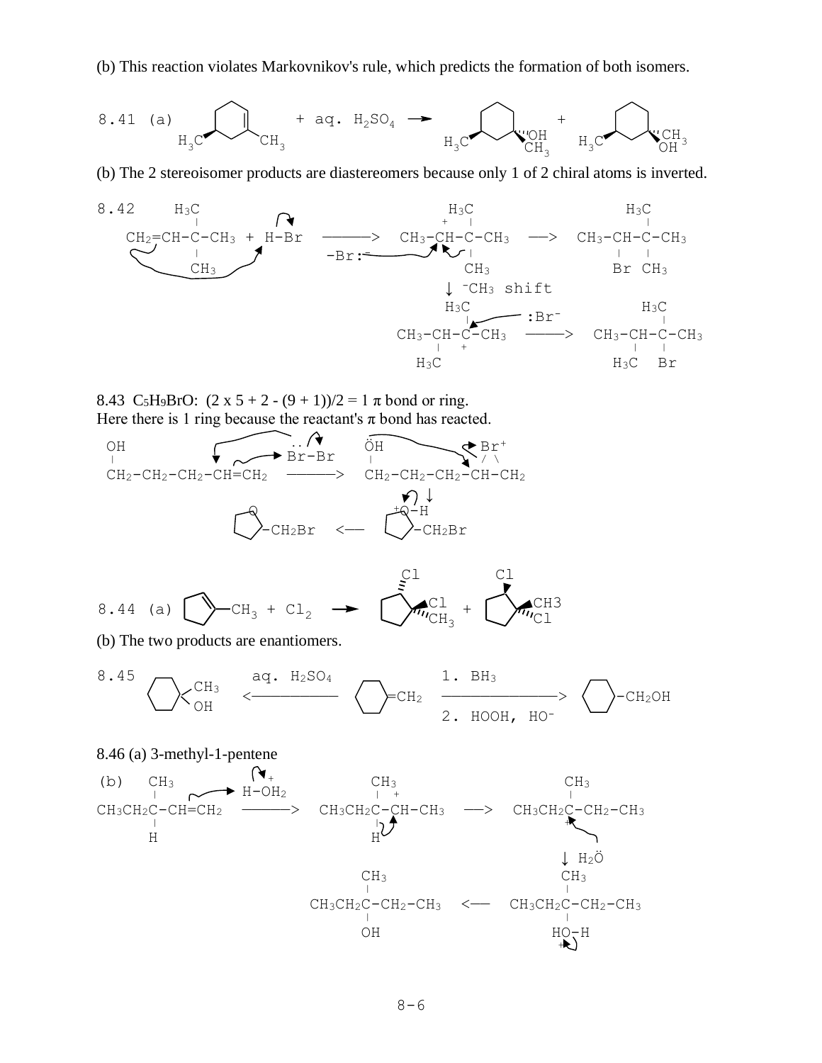(b) This reaction violates Markovnikov's rule, which predicts the formation of both isomers.

8.41 (a) [1,3-dimethylcyclohexene with wedged $H_3C$] + aq. $H_2SO_4$ → [cyclohexane with $H_3C$, OH, $CH_3$] + [cyclohexane with $H_3C$, $CH_3$, OH]

(b) The 2 stereoisomer products are diastereomers because only 1 of 2 chiral atoms is inverted.

8.42

```
        H3C                                   H3C                      H3C
         |                                 +   |                        |
CH2=CH-C-CH3 + H-Br  ———>   CH3-CH-C-CH3  —>  CH3-CH-C-CH3
         |                 -Br:⁻                |                  |   |
        CH3                                   CH3                Br  CH3
                                       ↓ ⁻CH3 shift
                                     H3C                         H3C
                                      |          :Br⁻             |
                              CH3-CH-C-CH3    ———>    CH3-CH-C-CH3
                                  |   +                     |   |
                                H3C                        H3C  Br
```

8.43 $C_5H_9BrO$: $(2 \times 5 + 2 - (9 + 1))/2 = 1$ $\pi$ bond or ring.
Here there is 1 ring because the reactant's $\pi$ bond has reacted.

```
OH                           ..            ÖH              Br⁺
|                            Br-Br         |               / \
CH2-CH2-CH2-CH=CH2   ———>   CH2-CH2-CH2-CH-CH2
                                                 ↓
     [tetrahydrofuran ring]-CH2Br  <—  [ring with +O-H]-CH2Br
```

8.44 (a) [1-methylcyclopentene]$-CH_3$ + $Cl_2$ → [cyclopentane with Cl, Cl, $CH_3$] + [cyclopentane with Cl, $CH_3$, Cl]

(b) The two products are enantiomers.

8.45 [1-methylcyclohexanol with $CH_3$, OH] $\xleftarrow{\text{aq. } H_2SO_4}$ [methylenecyclohexane $=CH_2$] $\xrightarrow{\text{1. } BH_3 \quad \text{2. HOOH, } HO^-}$ [cyclohexyl]$-CH_2OH$

8.46 (a) 3-methyl-1-pentene

(b)

```
       CH3                                CH3                          CH3
        |                +                 |  +                         |
CH3CH2C-CH=CH2      H-OH2   ———>  CH3CH2C-CH-CH3   —>   CH3CH2C-CH2-CH3
        |                                  |                            +
        H                                  H
                                                              ↓ H2Ö
                              CH3                                CH3
                               |                                  |
                     CH3CH2C-CH2-CH3   <—           CH3CH2C-CH2-CH3
                               |                                  |
                               OH                                HO-H
                                                                 +
```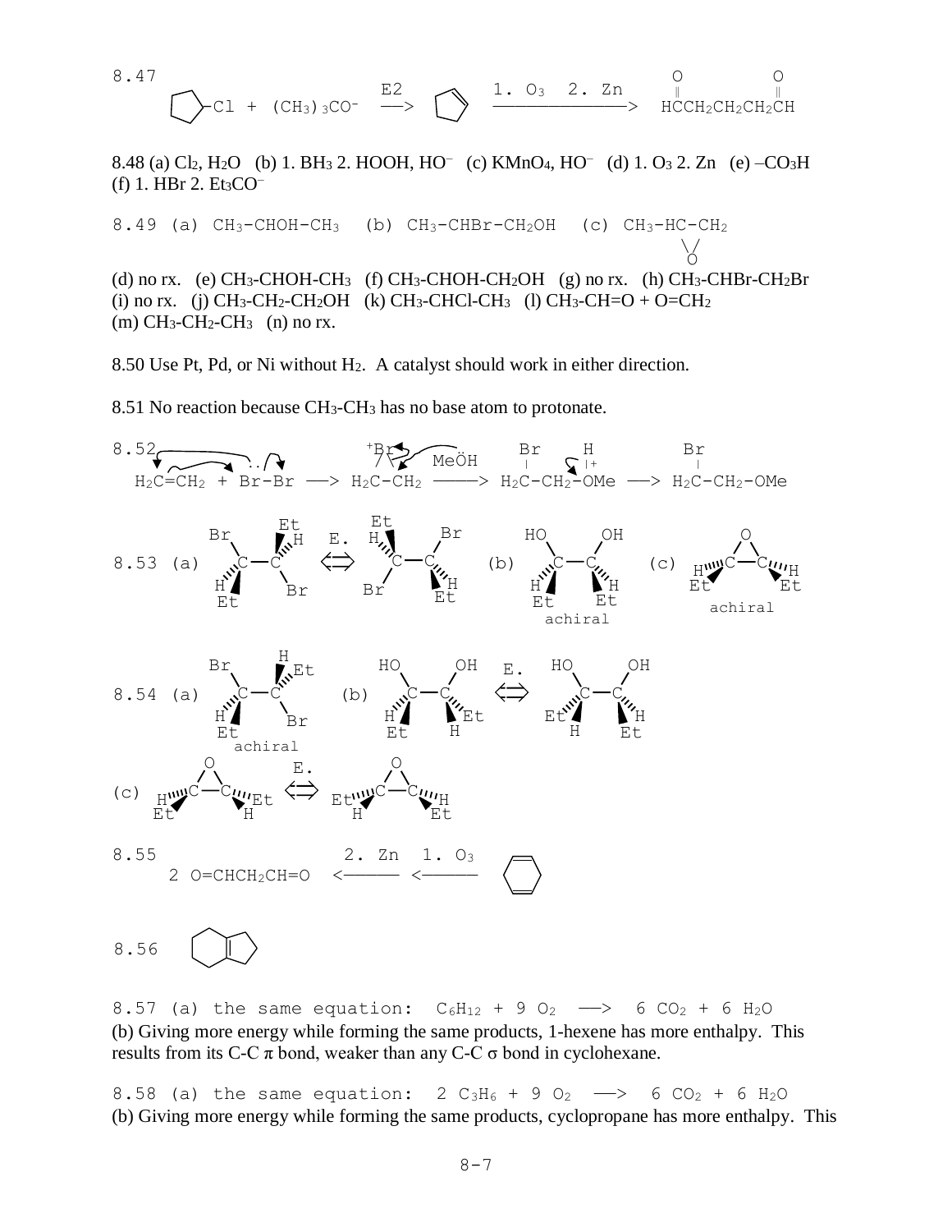8.47 Cyclopentyl–Cl + $(CH_3)_3CO^-$ $\xrightarrow{E2}$ cyclopentene $\xrightarrow{1.\ O_3\quad 2.\ Zn}$ $HC(=O)CH_2CH_2CH_2CH(=O)$

8.48 (a) $Cl_2$, $H_2O$ (b) 1. $BH_3$ 2. HOOH, $HO^-$ (c) $KMnO_4$, $HO^-$ (d) 1. $O_3$ 2. Zn (e) $–CO_3H$
(f) 1. HBr 2. $Et_3CO^-$

8.49 (a) $CH_3$-CHOH-$CH_3$ (b) $CH_3$-CHBr-$CH_2OH$ (c) $CH_3$-HC-$CH_2$ (epoxide, O bridging the two carbons)

(d) no rx. (e) $CH_3$-CHOH-$CH_3$ (f) $CH_3$-CHOH-$CH_2OH$ (g) no rx. (h) $CH_3$-CHBr-$CH_2Br$
(i) no rx. (j) $CH_3$-$CH_2$-$CH_2OH$ (k) $CH_3$-CHCl-$CH_3$ (l) $CH_3$-CH=O + O=$CH_2$
(m) $CH_3$-$CH_2$-$CH_3$ (n) no rx.

8.50 Use Pt, Pd, or Ni without $H_2$. A catalyst should work in either direction.

8.51 No reaction because $CH_3$-$CH_3$ has no base atom to protonate.

8.52 $H_2C=CH_2$ + Br-Br ⟶ $H_2C$-$CH_2$ (bridged $^+$Br) $\xrightarrow{MeÖH}$ $H_2C(Br)$-$CH_2$-$\overset{+}{O}(H)Me$ ⟶ $H_2C(Br)$-$CH_2$-OMe

8.53 (a) Br(H)(Et)C—C(Et)(H)(Br) E.⟺ Br(H)(Et)C—C(Et)(H)(Br) (b) HO(H)(Et)C—C(Et)(H)OH achiral (c) epoxide H(Et)C—C(H)(Et) achiral

8.54 (a) Br(H)(Et)C—C(H)(Et)(Br) achiral (b) HO(H)(Et)C—C(Et)(H)OH E.⟺ HO(Et)(H)C—C(H)(Et)OH

(c) epoxide H(Et)C—C(Et)(H) E.⟺ epoxide Et(H)C—C(H)(Et)

8.55 2 O=CHCH$_2$CH=O $\xleftarrow{2.\ Zn}$ $\xleftarrow{1.\ O_3}$ 1,4-cyclohexadiene

8.56 bicyclic alkene (cyclohexane fused to cyclopentane with double bond at ring fusion)

8.57 (a) the same equation: $C_6H_{12}$ + 9 $O_2$ ⟶ 6 $CO_2$ + 6 $H_2O$
(b) Giving more energy while forming the same products, 1-hexene has more enthalpy. This results from its C-C π bond, weaker than any C-C σ bond in cyclohexane.

8.58 (a) the same equation: 2 $C_3H_6$ + 9 $O_2$ ⟶ 6 $CO_2$ + 6 $H_2O$
(b) Giving more energy while forming the same products, cyclopropane has more enthalpy. This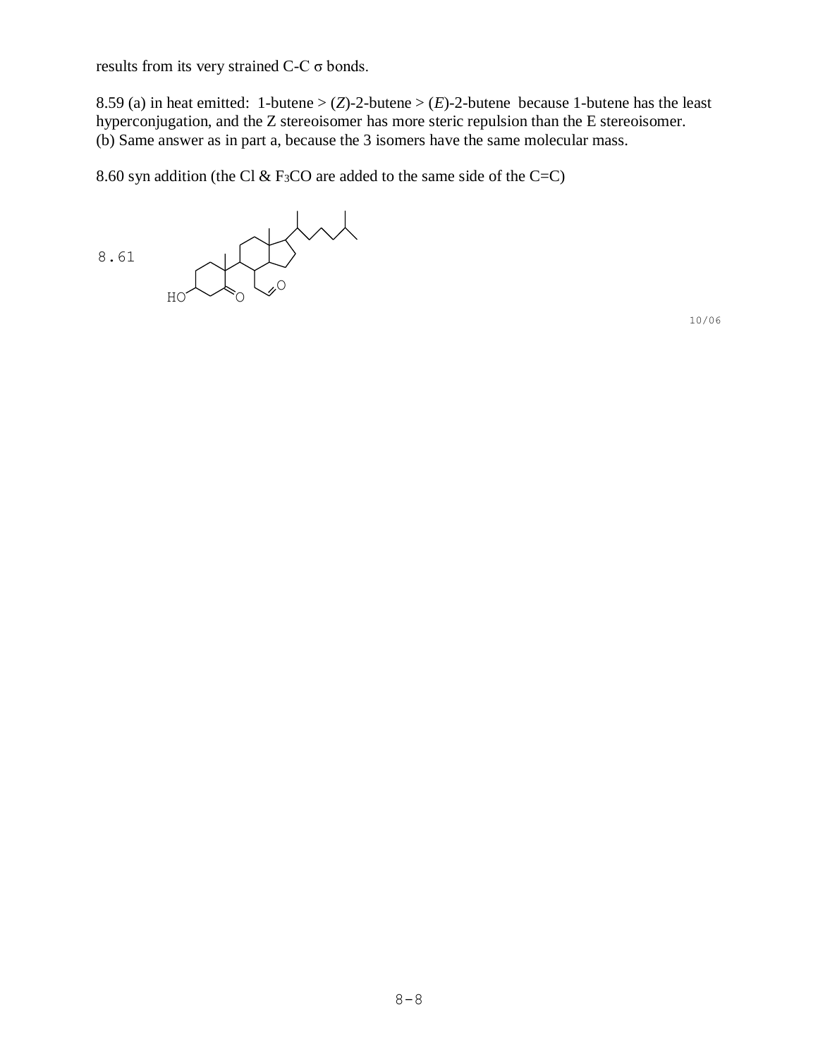results from its very strained C-C σ bonds.

8.59 (a) in heat emitted: 1-butene > (*Z*)-2-butene > (*E*)-2-butene because 1-butene has the least hyperconjugation, and the Z stereoisomer has more steric repulsion than the E stereoisomer.
(b) Same answer as in part a, because the 3 isomers have the same molecular mass.

8.60 syn addition (the Cl & $F_3CO$ are added to the same side of the C=C)

8.61

HO O O

10/06